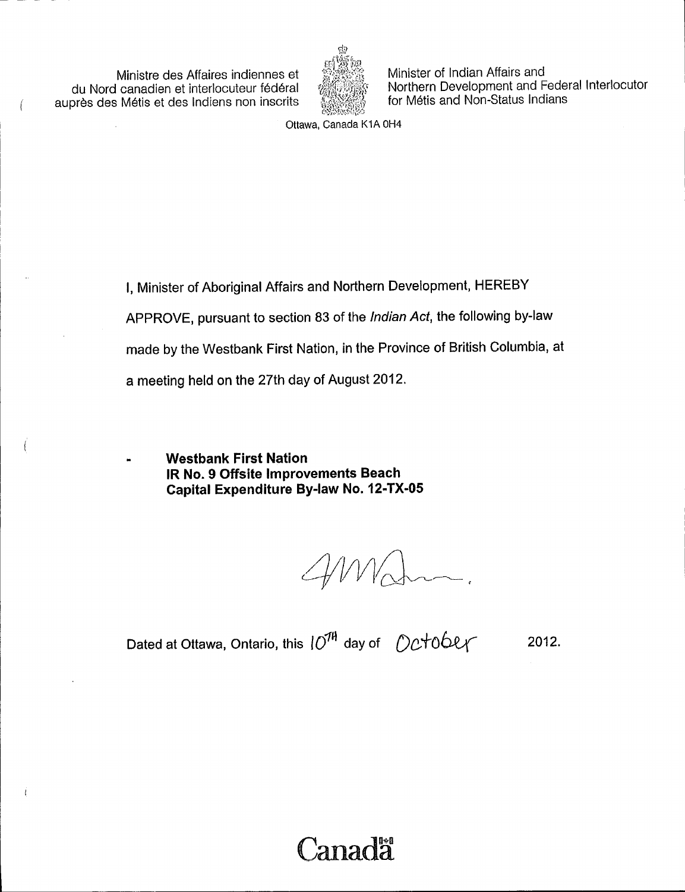Ministre des Affaires indiennes et du Nord canadien et interlocuteur fédéral auprès des Métis et des Indiens non inscrits

Minister of Indian Affairs and Northern Development and Federal Interlocutor for Métis and Non-Status Indians

Ottawa, Canada K1A 0H4

I, Minister of Aboriginal Affairs and Northern Development, HEREBY APPROVE, pursuant to section 83 of the *Indian Act*, the following by-law made by the Westbank First Nation, in the Province of British Columbia, at a meeting held on the 27th day of August 2012.

- **Westbank First Nation IR No. 9 Offsite Improvements Beach Capital Expenditure By-law No. 12-TX-05**

Dated at Ottawa, Ontario, this 10th day of October 2012.

Canada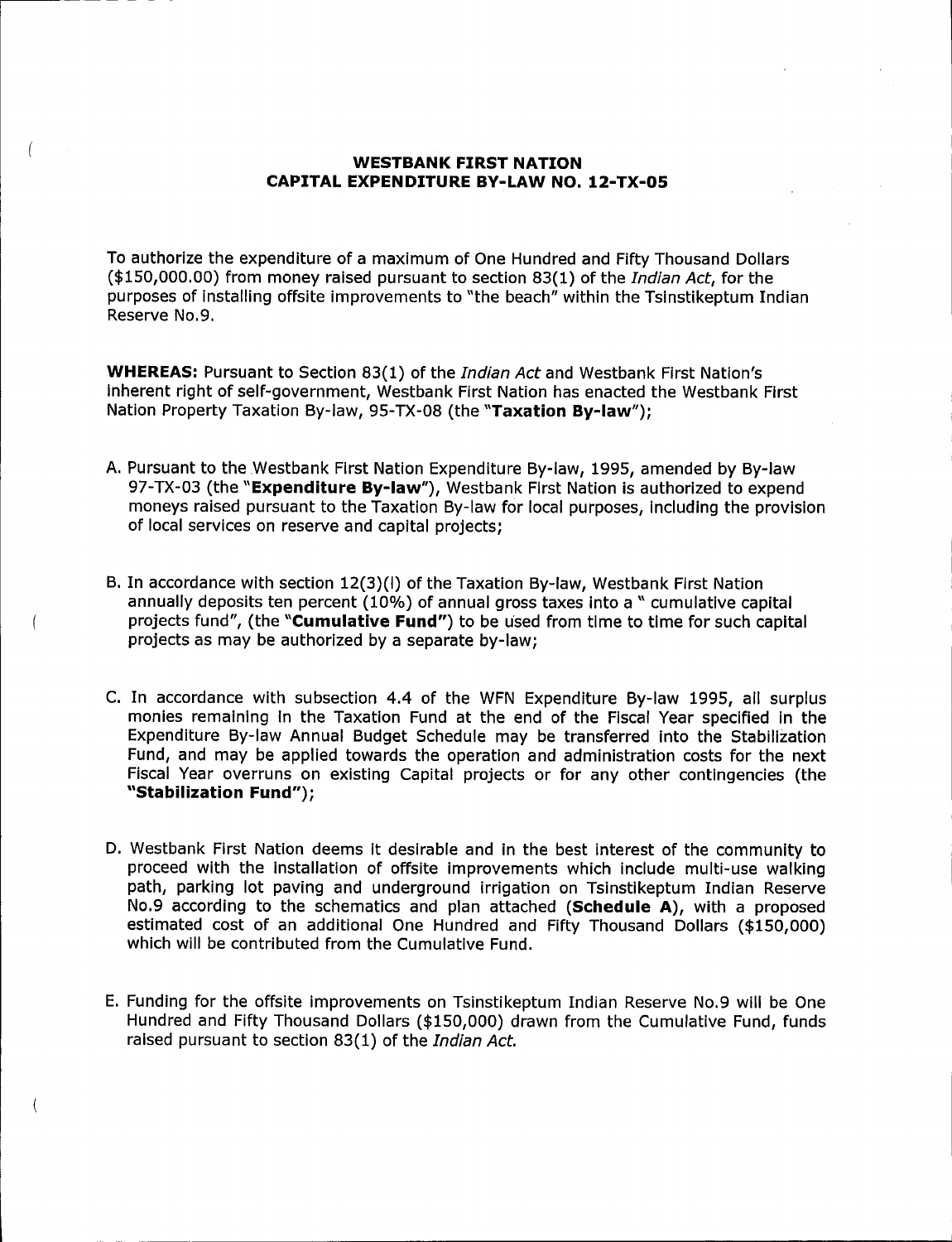# WESTBANK FIRST NATION
# CAPITAL EXPENDITURE BY-LAW NO. 12-TX-05

To authorize the expenditure of a maximum of One Hundred and Fifty Thousand Dollars ($150,000.00) from money raised pursuant to section 83(1) of the *Indian Act*, for the purposes of installing offsite improvements to "the beach" within the Tsinstikeptum Indian Reserve No.9.

**WHEREAS:** Pursuant to Section 83(1) of the *Indian Act* and Westbank First Nation's inherent right of self-government, Westbank First Nation has enacted the Westbank First Nation Property Taxation By-law, 95-TX-08 (the "**Taxation By-law**");

A. Pursuant to the Westbank First Nation Expenditure By-law, 1995, amended by By-law 97-TX-03 (the "**Expenditure By-law**"), Westbank First Nation is authorized to expend moneys raised pursuant to the Taxation By-law for local purposes, including the provision of local services on reserve and capital projects;

B. In accordance with section 12(3)(l) of the Taxation By-law, Westbank First Nation annually deposits ten percent (10%) of annual gross taxes into a " cumulative capital projects fund", (the "**Cumulative Fund**") to be used from time to time for such capital projects as may be authorized by a separate by-law;

C. In accordance with subsection 4.4 of the WFN Expenditure By-law 1995, all surplus monies remaining in the Taxation Fund at the end of the Fiscal Year specified in the Expenditure By-law Annual Budget Schedule may be transferred into the Stabilization Fund, and may be applied towards the operation and administration costs for the next Fiscal Year overruns on existing Capital projects or for any other contingencies (the "**Stabilization Fund**");

D. Westbank First Nation deems it desirable and in the best interest of the community to proceed with the installation of offsite improvements which include multi-use walking path, parking lot paving and underground irrigation on Tsinstikeptum Indian Reserve No.9 according to the schematics and plan attached (**Schedule A**), with a proposed estimated cost of an additional One Hundred and Fifty Thousand Dollars ($150,000) which will be contributed from the Cumulative Fund.

E. Funding for the offsite improvements on Tsinstikeptum Indian Reserve No.9 will be One Hundred and Fifty Thousand Dollars ($150,000) drawn from the Cumulative Fund, funds raised pursuant to section 83(1) of the *Indian Act.*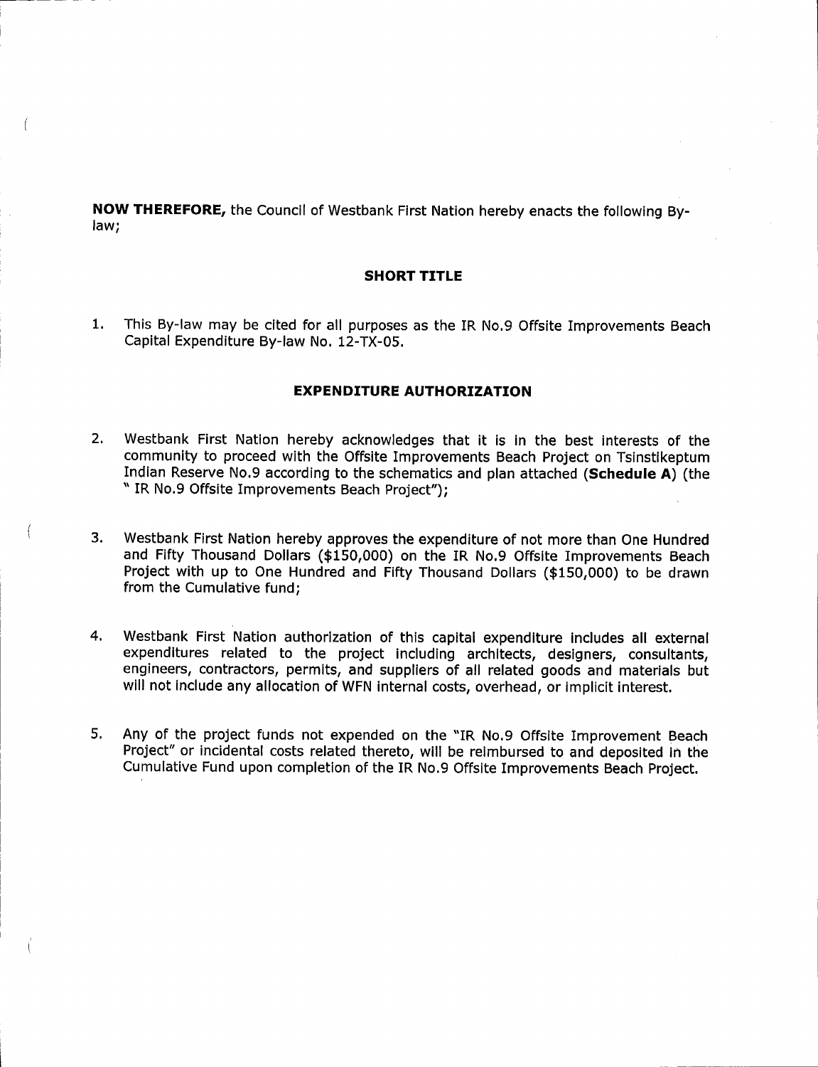**NOW THEREFORE,** the Council of Westbank First Nation hereby enacts the following By-law;

## SHORT TITLE

1. This By-law may be cited for all purposes as the IR No.9 Offsite Improvements Beach Capital Expenditure By-law No. 12-TX-05.

## EXPENDITURE AUTHORIZATION

2. Westbank First Nation hereby acknowledges that it is in the best interests of the community to proceed with the Offsite Improvements Beach Project on Tsinstikeptum Indian Reserve No.9 according to the schematics and plan attached (**Schedule A**) (the " IR No.9 Offsite Improvements Beach Project");

3. Westbank First Nation hereby approves the expenditure of not more than One Hundred and Fifty Thousand Dollars ($150,000) on the IR No.9 Offsite Improvements Beach Project with up to One Hundred and Fifty Thousand Dollars ($150,000) to be drawn from the Cumulative fund;

4. Westbank First Nation authorization of this capital expenditure includes all external expenditures related to the project including architects, designers, consultants, engineers, contractors, permits, and suppliers of all related goods and materials but will not include any allocation of WFN internal costs, overhead, or implicit interest.

5. Any of the project funds not expended on the "IR No.9 Offsite Improvement Beach Project" or incidental costs related thereto, will be reimbursed to and deposited in the Cumulative Fund upon completion of the IR No.9 Offsite Improvements Beach Project.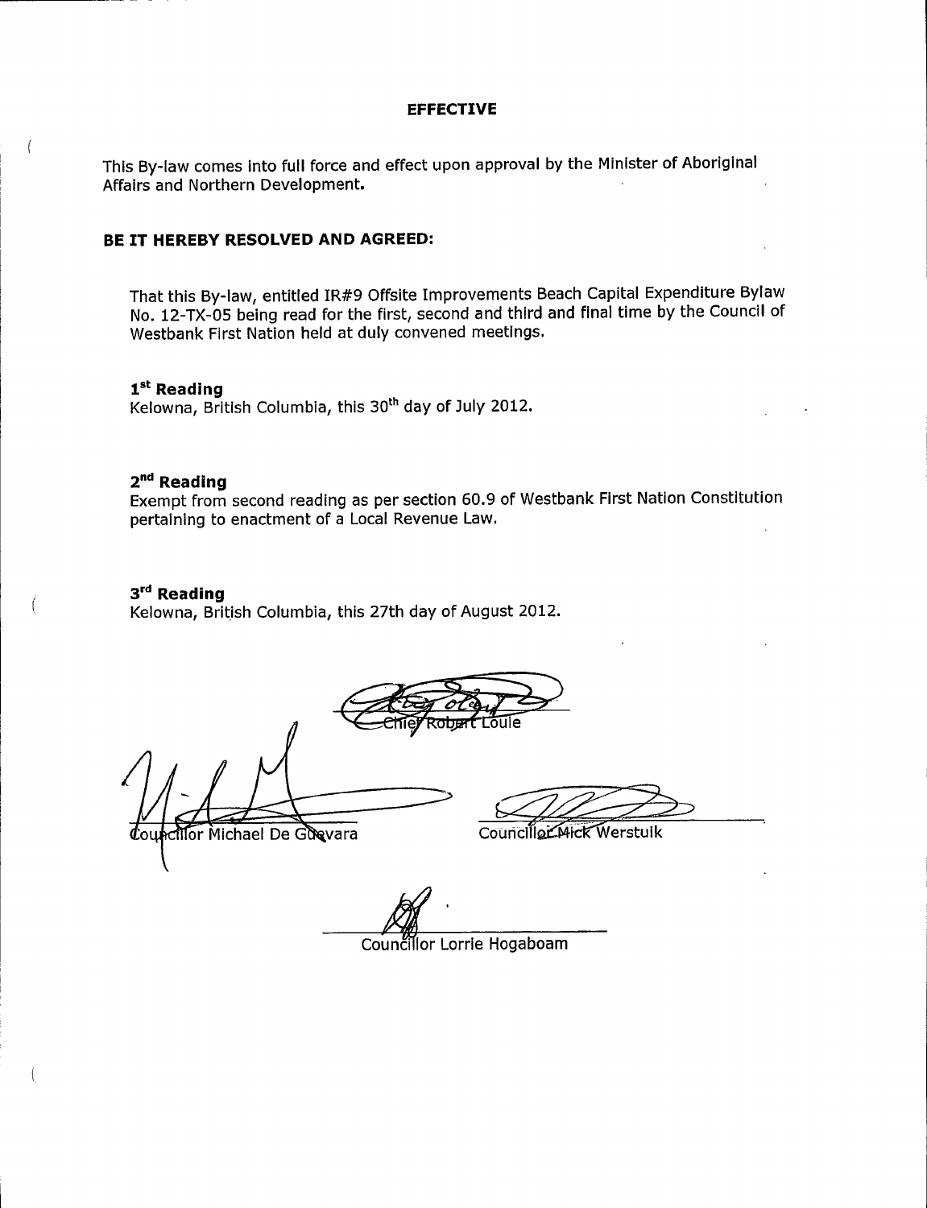## EFFECTIVE

This By-law comes into full force and effect upon approval by the Minister of Aboriginal Affairs and Northern Development.

## BE IT HEREBY RESOLVED AND AGREED:

That this By-law, entitled IR#9 Offsite Improvements Beach Capital Expenditure Bylaw No. 12-TX-05 being read for the first, second and third and final time by the Council of Westbank First Nation held at duly convened meetings.

**1st Reading**
Kelowna, British Columbia, this 30th day of July 2012.

**2nd Reading**
Exempt from second reading as per section 60.9 of Westbank First Nation Constitution pertaining to enactment of a Local Revenue Law.

**3rd Reading**
Kelowna, British Columbia, this 27th day of August 2012.

Chief Robert Louie

Councillor Michael De Guevara

Councillor Mick Werstuik

Councillor Lorrie Hogaboam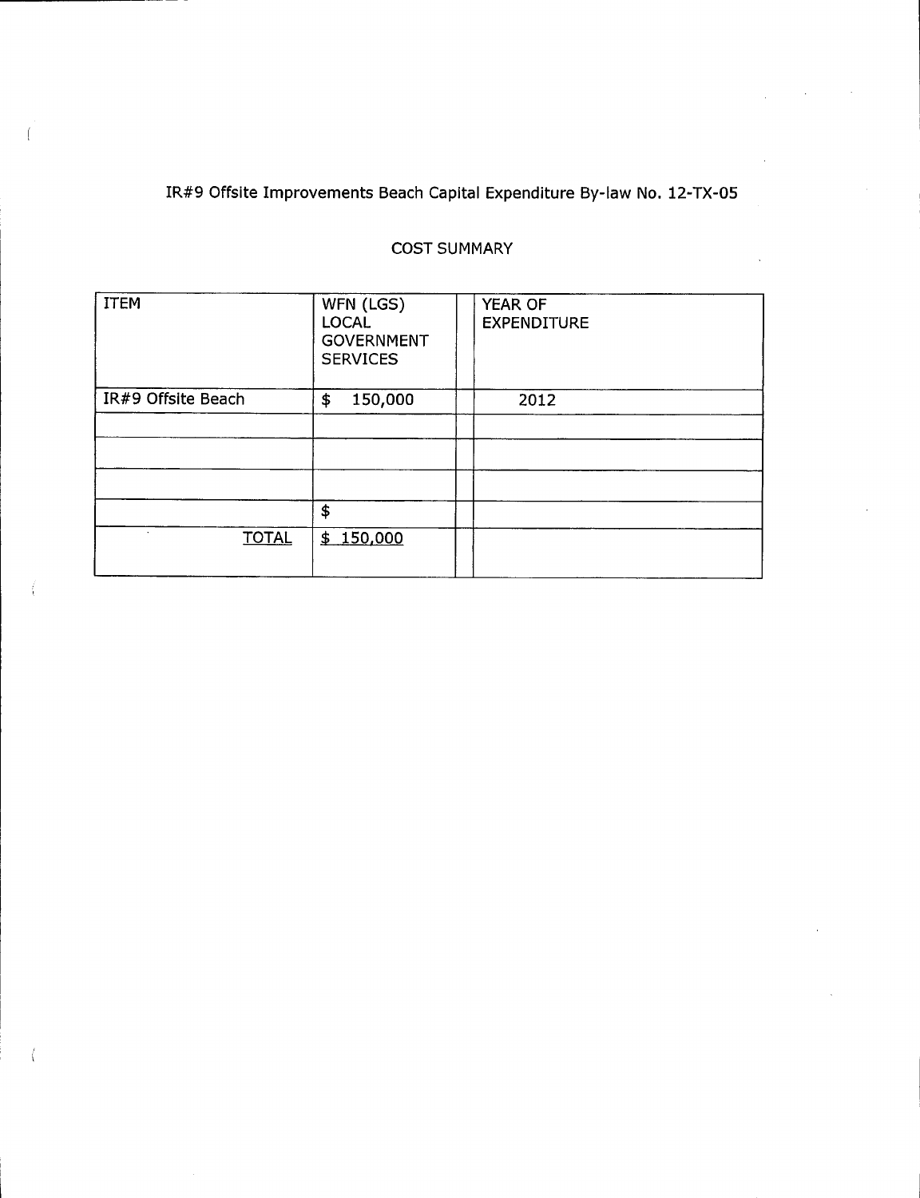# IR#9 Offsite Improvements Beach Capital Expenditure By-law No. 12-TX-05

## COST SUMMARY

| ITEM | WFN (LGS) LOCAL GOVERNMENT SERVICES | | YEAR OF EXPENDITURE |
|---|---|---|---|
| IR#9 Offsite Beach | $ 150,000 | | 2012 |
| | | | |
| | | | |
| | | | |
| | $ | | |
| TOTAL | $ 150,000 | | |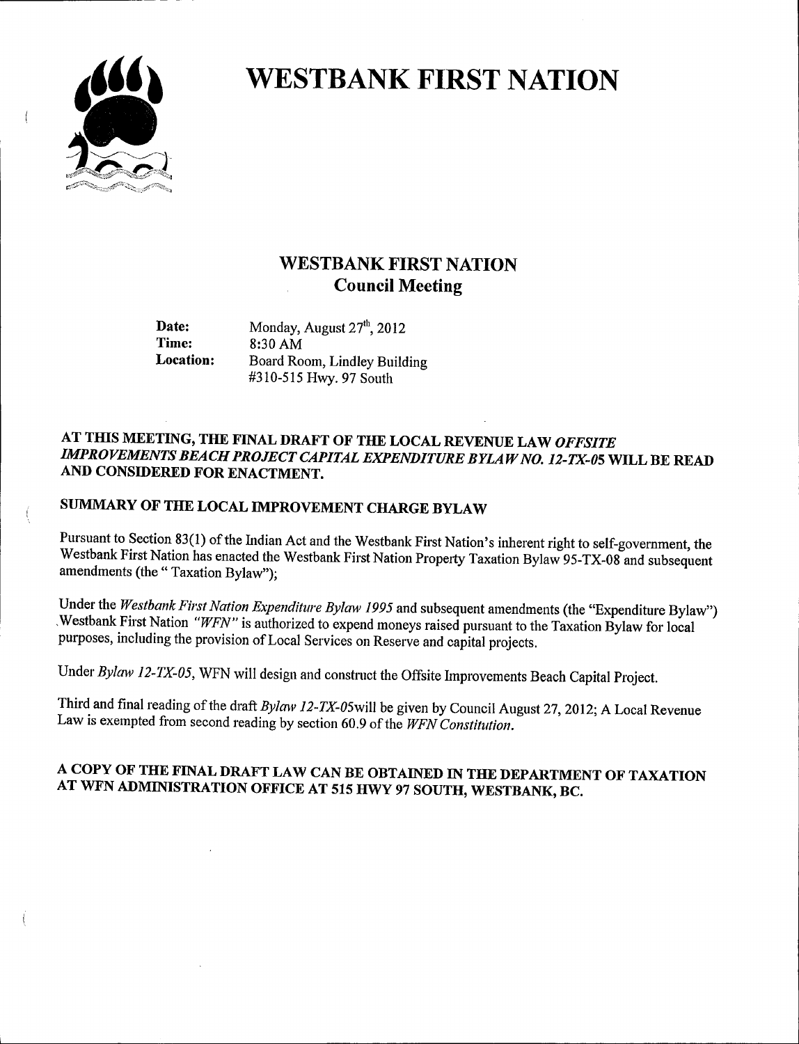# WESTBANK FIRST NATION

## WESTBANK FIRST NATION
## Council Meeting

**Date:** Monday, August 27th, 2012
**Time:** 8:30 AM
**Location:** Board Room, Lindley Building
#310-515 Hwy. 97 South

**AT THIS MEETING, THE FINAL DRAFT OF THE LOCAL REVENUE LAW *OFFSITE IMPROVEMENTS BEACH PROJECT CAPITAL EXPENDITURE BYLAW NO. 12-TX-05* WILL BE READ AND CONSIDERED FOR ENACTMENT.**

### SUMMARY OF THE LOCAL IMPROVEMENT CHARGE BYLAW

Pursuant to Section 83(1) of the Indian Act and the Westbank First Nation's inherent right to self-government, the Westbank First Nation has enacted the Westbank First Nation Property Taxation Bylaw 95-TX-08 and subsequent amendments (the " Taxation Bylaw");

Under the *Westbank First Nation Expenditure Bylaw 1995* and subsequent amendments (the "Expenditure Bylaw") Westbank First Nation *"WFN"* is authorized to expend moneys raised pursuant to the Taxation Bylaw for local purposes, including the provision of Local Services on Reserve and capital projects.

Under *Bylaw 12-TX-05*, WFN will design and construct the Offsite Improvements Beach Capital Project.

Third and final reading of the draft *Bylaw 12-TX-05*will be given by Council August 27, 2012; A Local Revenue Law is exempted from second reading by section 60.9 of the *WFN Constitution*.

**A COPY OF THE FINAL DRAFT LAW CAN BE OBTAINED IN THE DEPARTMENT OF TAXATION AT WFN ADMINISTRATION OFFICE AT 515 HWY 97 SOUTH, WESTBANK, BC.**